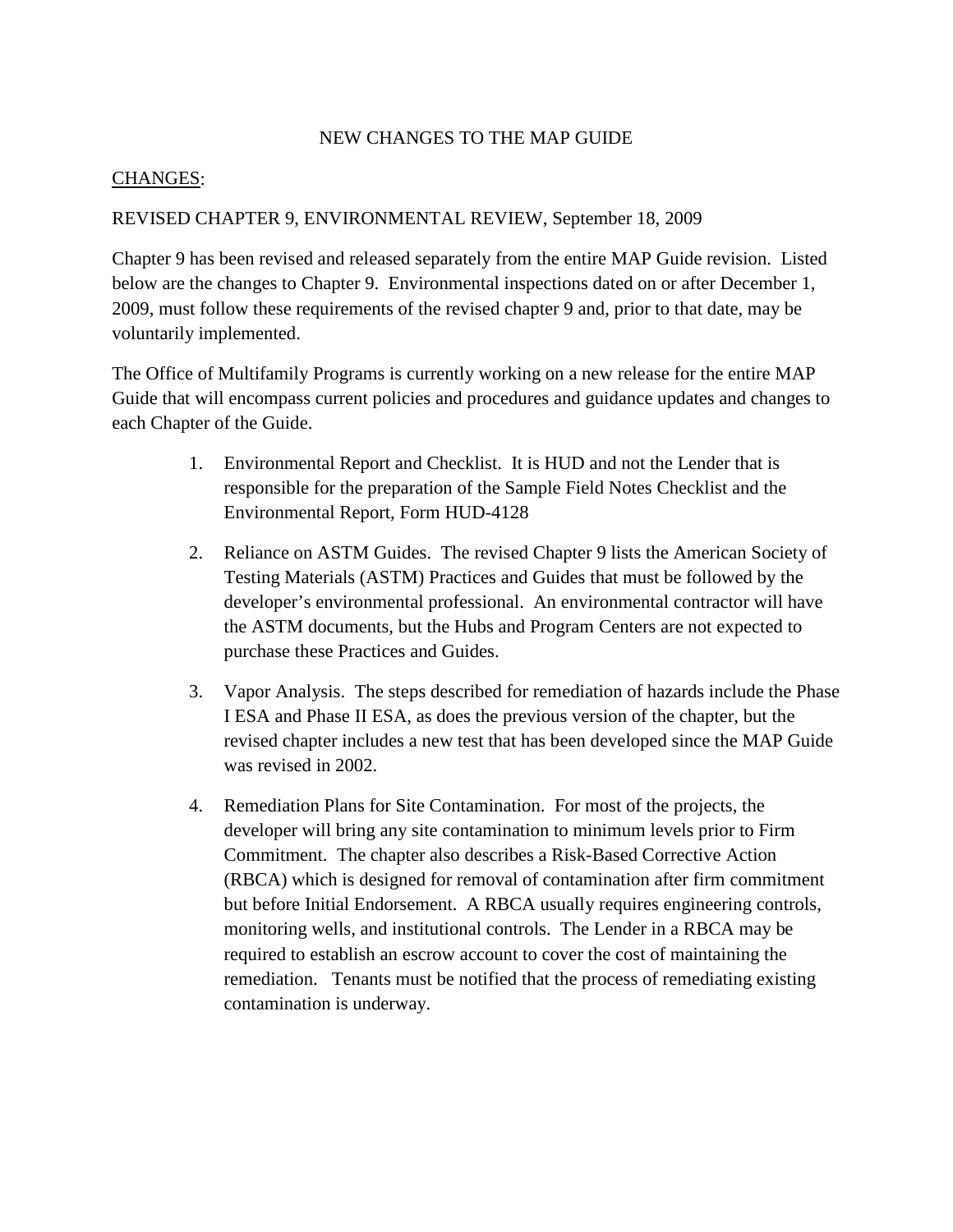# NEW CHANGES TO THE MAP GUIDE

<u>CHANGES</u>:

REVISED CHAPTER 9, ENVIRONMENTAL REVIEW, September 18, 2009

Chapter 9 has been revised and released separately from the entire MAP Guide revision. Listed below are the changes to Chapter 9. Environmental inspections dated on or after December 1, 2009, must follow these requirements of the revised chapter 9 and, prior to that date, may be voluntarily implemented.

The Office of Multifamily Programs is currently working on a new release for the entire MAP Guide that will encompass current policies and procedures and guidance updates and changes to each Chapter of the Guide.

1. Environmental Report and Checklist. It is HUD and not the Lender that is responsible for the preparation of the Sample Field Notes Checklist and the Environmental Report, Form HUD-4128

2. Reliance on ASTM Guides. The revised Chapter 9 lists the American Society of Testing Materials (ASTM) Practices and Guides that must be followed by the developer's environmental professional. An environmental contractor will have the ASTM documents, but the Hubs and Program Centers are not expected to purchase these Practices and Guides.

3. Vapor Analysis. The steps described for remediation of hazards include the Phase I ESA and Phase II ESA, as does the previous version of the chapter, but the revised chapter includes a new test that has been developed since the MAP Guide was revised in 2002.

4. Remediation Plans for Site Contamination. For most of the projects, the developer will bring any site contamination to minimum levels prior to Firm Commitment. The chapter also describes a Risk-Based Corrective Action (RBCA) which is designed for removal of contamination after firm commitment but before Initial Endorsement. A RBCA usually requires engineering controls, monitoring wells, and institutional controls. The Lender in a RBCA may be required to establish an escrow account to cover the cost of maintaining the remediation. Tenants must be notified that the process of remediating existing contamination is underway.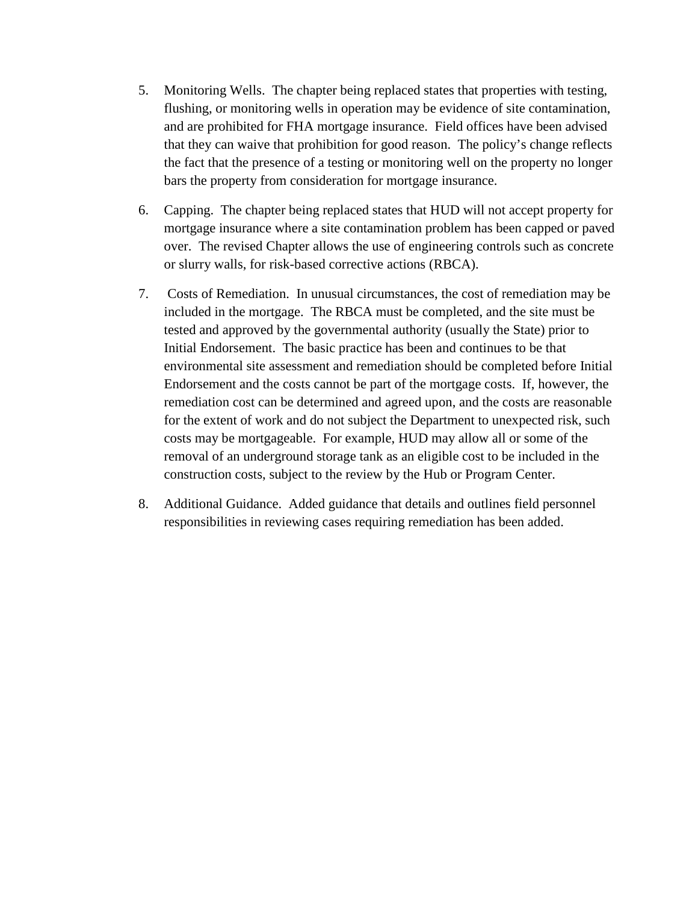5. Monitoring Wells. The chapter being replaced states that properties with testing, flushing, or monitoring wells in operation may be evidence of site contamination, and are prohibited for FHA mortgage insurance. Field offices have been advised that they can waive that prohibition for good reason. The policy's change reflects the fact that the presence of a testing or monitoring well on the property no longer bars the property from consideration for mortgage insurance.

6. Capping. The chapter being replaced states that HUD will not accept property for mortgage insurance where a site contamination problem has been capped or paved over. The revised Chapter allows the use of engineering controls such as concrete or slurry walls, for risk-based corrective actions (RBCA).

7. Costs of Remediation. In unusual circumstances, the cost of remediation may be included in the mortgage. The RBCA must be completed, and the site must be tested and approved by the governmental authority (usually the State) prior to Initial Endorsement. The basic practice has been and continues to be that environmental site assessment and remediation should be completed before Initial Endorsement and the costs cannot be part of the mortgage costs. If, however, the remediation cost can be determined and agreed upon, and the costs are reasonable for the extent of work and do not subject the Department to unexpected risk, such costs may be mortgageable. For example, HUD may allow all or some of the removal of an underground storage tank as an eligible cost to be included in the construction costs, subject to the review by the Hub or Program Center.

8. Additional Guidance. Added guidance that details and outlines field personnel responsibilities in reviewing cases requiring remediation has been added.